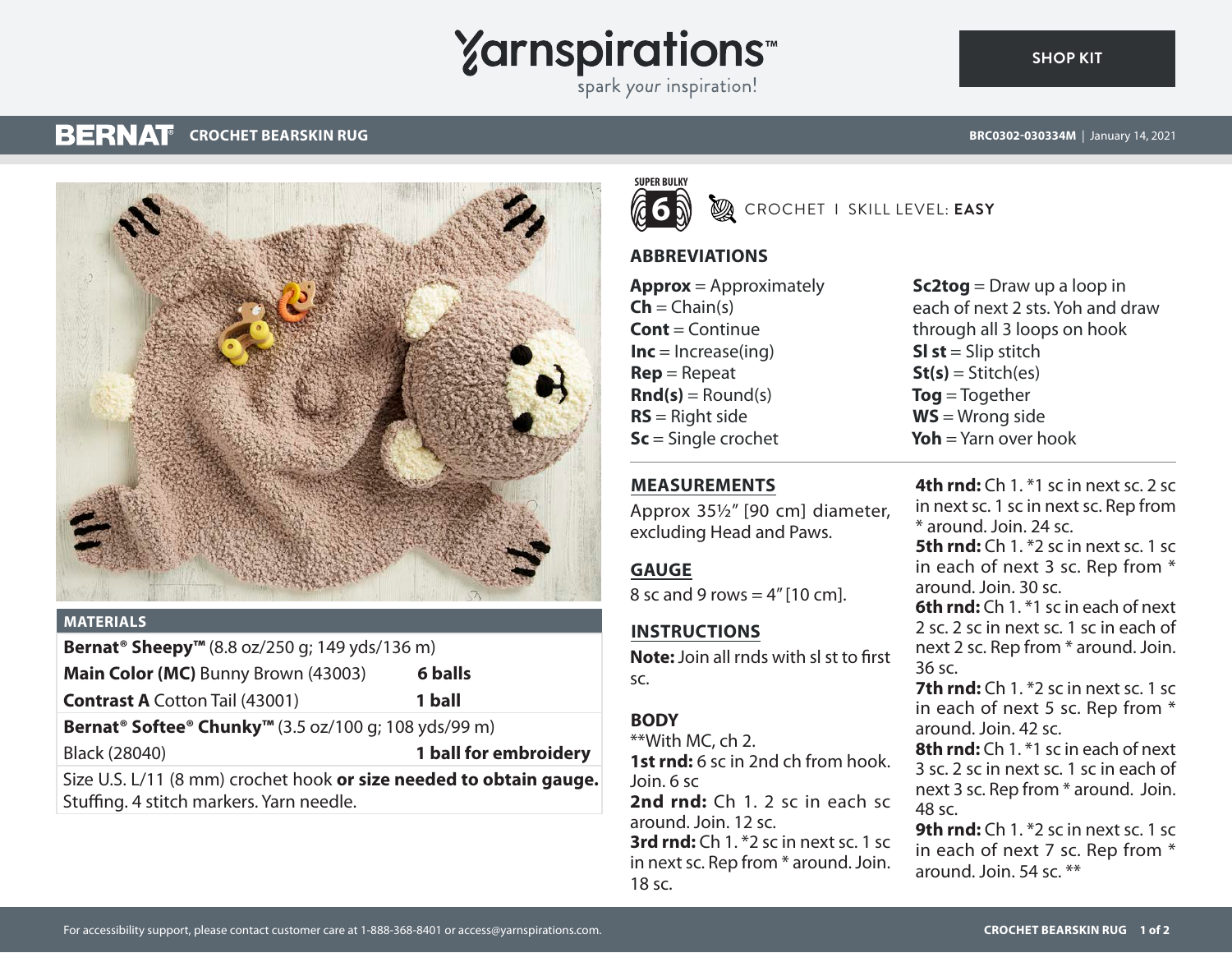# Yarnspirations

spark your inspiration!

SHOP KIT

## BERNAT® CROCHET BEARSKIN RUG

BRC0302-030334M | January 14, 2021

### MATERIALS

| | |
|---|---|
| **Bernat® Sheepy™** (8.8 oz/250 g; 149 yds/136 m) | |
| **Main Color (MC)** Bunny Brown (43003) | **6 balls** |
| **Contrast A** Cotton Tail (43001) | **1 ball** |
| **Bernat® Softee® Chunky™** (3.5 oz/100 g; 108 yds/99 m) | |
| Black (28040) | **1 ball for embroidery** |

Size U.S. L/11 (8 mm) crochet hook **or size needed to obtain gauge.** Stuffing. 4 stitch markers. Yarn needle.

SUPER BULKY 6

CROCHET | SKILL LEVEL: **EASY**

### ABBREVIATIONS

**Approx** = Approximately
**Ch** = Chain(s)
**Cont** = Continue
**Inc** = Increase(ing)
**Rep** = Repeat
**Rnd(s)** = Round(s)
**RS** = Right side
**Sc** = Single crochet
**Sc2tog** = Draw up a loop in each of next 2 sts. Yoh and draw through all 3 loops on hook
**Sl st** = Slip stitch
**St(s)** = Stitch(es)
**Tog** = Together
**WS** = Wrong side
**Yoh** = Yarn over hook

### MEASUREMENTS

Approx 35½" [90 cm] diameter, excluding Head and Paws.

### GAUGE

8 sc and 9 rows = 4" [10 cm].

### INSTRUCTIONS

**Note:** Join all rnds with sl st to first sc.

### BODY

**With MC, ch 2.

**1st rnd:** 6 sc in 2nd ch from hook. Join. 6 sc

**2nd rnd:** Ch 1. 2 sc in each sc around. Join. 12 sc.

**3rd rnd:** Ch 1. *2 sc in next sc. 1 sc in next sc. Rep from * around. Join. 18 sc.

**4th rnd:** Ch 1. *1 sc in next sc. 2 sc in next sc. 1 sc in next sc. Rep from * around. Join. 24 sc.

**5th rnd:** Ch 1. *2 sc in next sc. 1 sc in each of next 3 sc. Rep from * around. Join. 30 sc.

**6th rnd:** Ch 1. *1 sc in each of next 2 sc. 2 sc in next sc. 1 sc in each of next 2 sc. Rep from * around. Join. 36 sc.

**7th rnd:** Ch 1. *2 sc in next sc. 1 sc in each of next 5 sc. Rep from * around. Join. 42 sc.

**8th rnd:** Ch 1. *1 sc in each of next 3 sc. 2 sc in next sc. 1 sc in each of next 3 sc. Rep from * around. Join. 48 sc.

**9th rnd:** Ch 1. *2 sc in next sc. 1 sc in each of next 7 sc. Rep from * around. Join. 54 sc. **

For accessibility support, please contact customer care at 1-888-368-8401 or access@yarnspirations.com.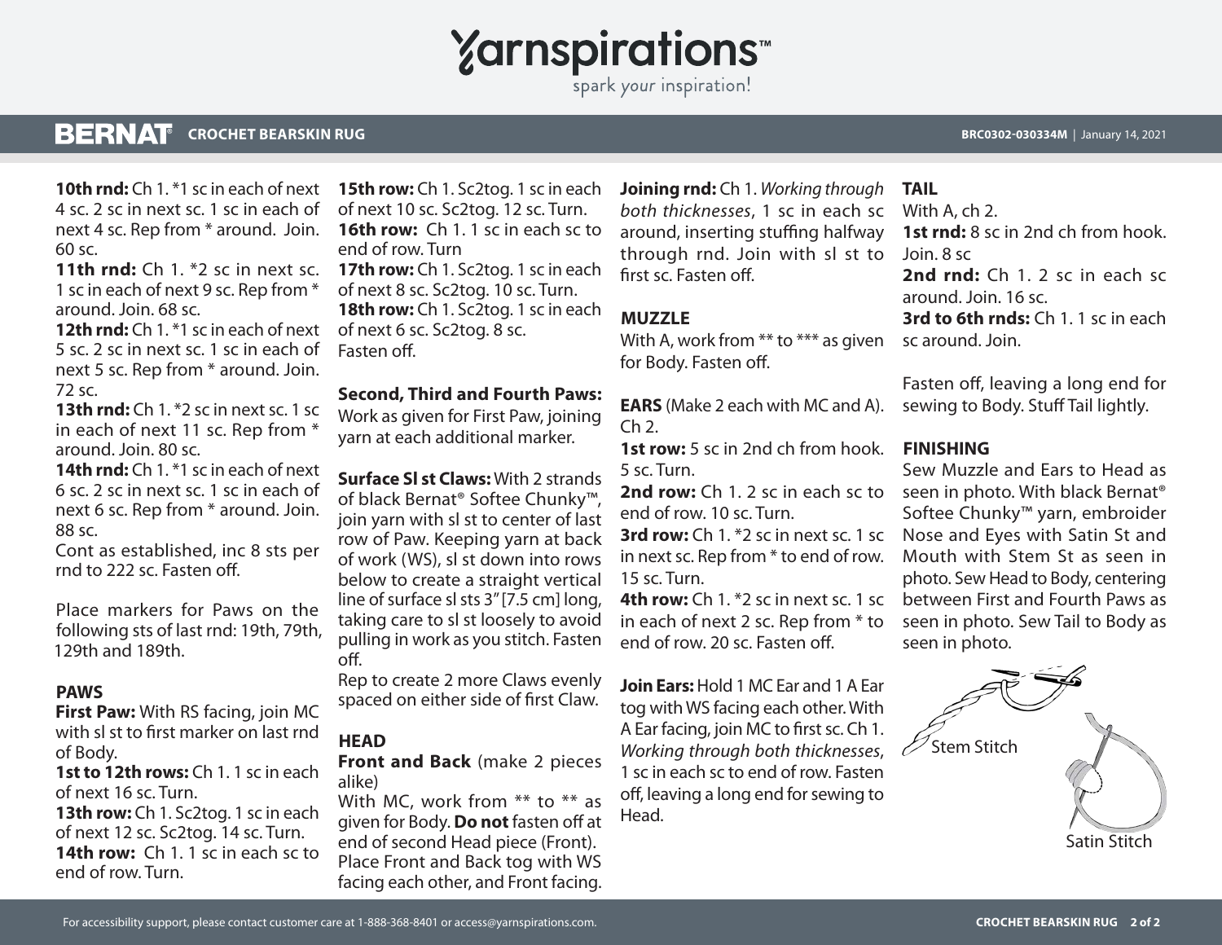**10th rnd:** Ch 1. *1 sc in each of next 4 sc. 2 sc in next sc. 1 sc in each of next 4 sc. Rep from * around. Join. 60 sc.
**11th rnd:** Ch 1. *2 sc in next sc. 1 sc in each of next 9 sc. Rep from * around. Join. 68 sc.
**12th rnd:** Ch 1. *1 sc in each of next 5 sc. 2 sc in next sc. 1 sc in each of next 5 sc. Rep from * around. Join. 72 sc.
**13th rnd:** Ch 1. *2 sc in next sc. 1 sc in each of next 11 sc. Rep from * around. Join. 80 sc.
**14th rnd:** Ch 1. *1 sc in each of next 6 sc. 2 sc in next sc. 1 sc in each of next 6 sc. Rep from * around. Join. 88 sc.
Cont as established, inc 8 sts per rnd to 222 sc. Fasten off.

Place markers for Paws on the following sts of last rnd: 19th, 79th, 129th and 189th.

## PAWS

**First Paw:** With RS facing, join MC with sl st to first marker on last rnd of Body.
**1st to 12th rows:** Ch 1. 1 sc in each of next 16 sc. Turn.
**13th row:** Ch 1. Sc2tog. 1 sc in each of next 12 sc. Sc2tog. 14 sc. Turn.
**14th row:** Ch 1. 1 sc in each sc to end of row. Turn.
**15th row:** Ch 1. Sc2tog. 1 sc in each of next 10 sc. Sc2tog. 12 sc. Turn.
**16th row:** Ch 1. 1 sc in each sc to end of row. Turn
**17th row:** Ch 1. Sc2tog. 1 sc in each of next 8 sc. Sc2tog. 10 sc. Turn.
**18th row:** Ch 1. Sc2tog. 1 sc in each of next 6 sc. Sc2tog. 8 sc.
Fasten off.

**Second, Third and Fourth Paws:** Work as given for First Paw, joining yarn at each additional marker.

**Surface Sl st Claws:** With 2 strands of black Bernat® Softee Chunky™, join yarn with sl st to center of last row of Paw. Keeping yarn at back of work (WS), sl st down into rows below to create a straight vertical line of surface sl sts 3" [7.5 cm] long, taking care to sl st loosely to avoid pulling in work as you stitch. Fasten off.
Rep to create 2 more Claws evenly spaced on either side of first Claw.

## HEAD

**Front and Back** (make 2 pieces alike)
With MC, work from ** to ** as given for Body. **Do not** fasten off at end of second Head piece (Front).
Place Front and Back tog with WS facing each other, and Front facing.
**Joining rnd:** Ch 1. *Working through both thicknesses*, 1 sc in each sc around, inserting stuffing halfway through rnd. Join with sl st to first sc. Fasten off.

## MUZZLE

With A, work from ** to *** as given for Body. Fasten off.

**EARS** (Make 2 each with MC and A).
Ch 2.
**1st row:** 5 sc in 2nd ch from hook. 5 sc. Turn.
**2nd row:** Ch 1. 2 sc in each sc to end of row. 10 sc. Turn.
**3rd row:** Ch 1. *2 sc in next sc. 1 sc in next sc. Rep from * to end of row. 15 sc. Turn.
**4th row:** Ch 1. *2 sc in next sc. 1 sc in each of next 2 sc. Rep from * to end of row. 20 sc. Fasten off.

**Join Ears:** Hold 1 MC Ear and 1 A Ear tog with WS facing each other. With A Ear facing, join MC to first sc. Ch 1. *Working through both thicknesses*, 1 sc in each sc to end of row. Fasten off, leaving a long end for sewing to Head.

## TAIL

With A, ch 2.
**1st rnd:** 8 sc in 2nd ch from hook. Join. 8 sc
**2nd rnd:** Ch 1. 2 sc in each sc around. Join. 16 sc.
**3rd to 6th rnds:** Ch 1. 1 sc in each sc around. Join.

Fasten off, leaving a long end for sewing to Body. Stuff Tail lightly.

## FINISHING

Sew Muzzle and Ears to Head as seen in photo. With black Bernat® Softee Chunky™ yarn, embroider Nose and Eyes with Satin St and Mouth with Stem St as seen in photo. Sew Head to Body, centering between First and Fourth Paws as seen in photo. Sew Tail to Body as seen in photo.

Stem Stitch

Satin Stitch

For accessibility support, please contact customer care at 1-888-368-8401 or access@yarnspirations.com.